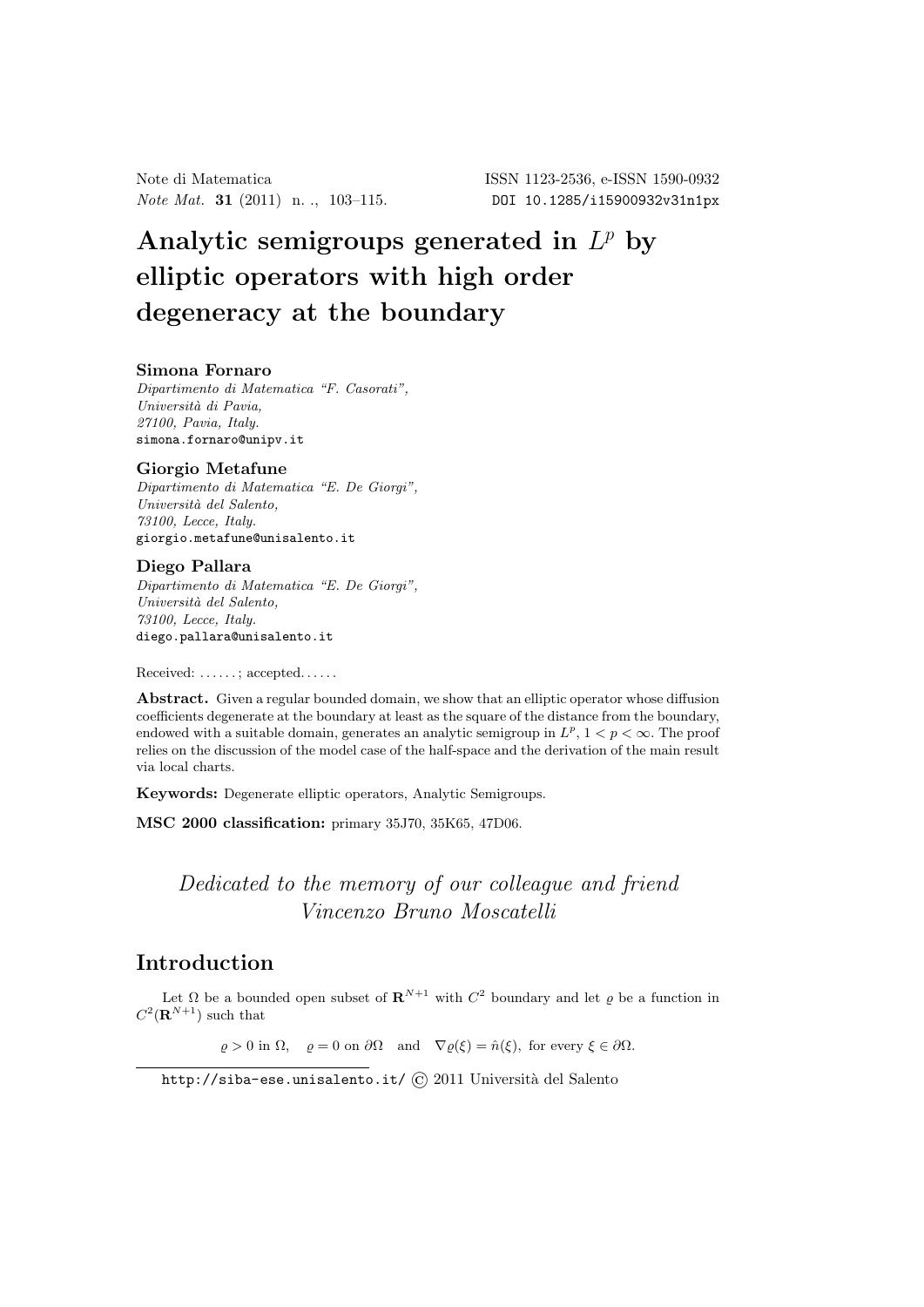# Analytic semigroups generated in $L^p$ by elliptic operators with high order degeneracy at the boundary

**Simona Fornaro**
*Dipartimento di Matematica "F. Casorati",*
*Università di Pavia,*
*27100, Pavia, Italy.*
simona.fornaro@unipv.it

**Giorgio Metafune**
*Dipartimento di Matematica "E. De Giorgi",*
*Università del Salento,*
*73100, Lecce, Italy.*
giorgio.metafune@unisalento.it

**Diego Pallara**
*Dipartimento di Matematica "E. De Giorgi",*
*Università del Salento,*
*73100, Lecce, Italy.*
diego.pallara@unisalento.it

Received: ......; accepted......

**Abstract.** Given a regular bounded domain, we show that an elliptic operator whose diffusion coefficients degenerate at the boundary at least as the square of the distance from the boundary, endowed with a suitable domain, generates an analytic semigroup in $L^p$, $1 < p < \infty$. The proof relies on the discussion of the model case of the half-space and the derivation of the main result via local charts.

**Keywords:** Degenerate elliptic operators, Analytic Semigroups.

**MSC 2000 classification:** primary 35J70, 35K65, 47D06.

*Dedicated to the memory of our colleague and friend Vincenzo Bruno Moscatelli*

## Introduction

Let $\Omega$ be a bounded open subset of $\mathbf{R}^{N+1}$ with $C^2$ boundary and let $\varrho$ be a function in $C^2(\mathbf{R}^{N+1})$ such that

$$\varrho > 0 \text{ in } \Omega, \quad \varrho = 0 \text{ on } \partial\Omega \quad \text{and} \quad \nabla\varrho(\xi) = \hat{n}(\xi), \text{ for every } \xi \in \partial\Omega.$$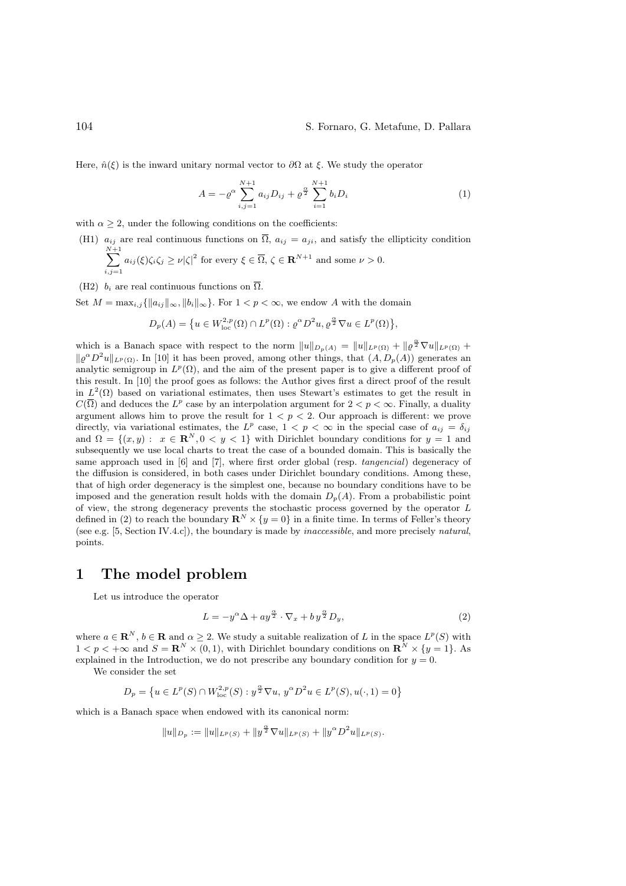Here, $\hat{n}(\xi)$ is the inward unitary normal vector to $\partial\Omega$ at $\xi$. We study the operator

$$A = -\varrho^\alpha \sum_{i,j=1}^{N+1} a_{ij} D_{ij} + \varrho^{\frac{\alpha}{2}} \sum_{i=1}^{N+1} b_i D_i \tag{1}$$

with $\alpha \geq 2$, under the following conditions on the coefficients:

(H1) $a_{ij}$ are real continuous functions on $\overline{\Omega}$, $a_{ij} = a_{ji}$, and satisfy the ellipticity condition $\sum_{i,j=1}^{N+1} a_{ij}(\xi)\zeta_i\zeta_j \geq \nu|\zeta|^2$ for every $\xi \in \overline{\Omega}$, $\zeta \in \mathbf{R}^{N+1}$ and some $\nu > 0$.

(H2) $b_i$ are real continuous functions on $\overline{\Omega}$.

Set $M = \max_{i,j}\{\|a_{ij}\|_\infty, \|b_i\|_\infty\}$. For $1 < p < \infty$, we endow $A$ with the domain

$$D_p(A) = \left\{u \in W^{2,p}_{\rm loc}(\Omega) \cap L^p(\Omega) : \varrho^\alpha D^2 u, \varrho^{\frac{\alpha}{2}} \nabla u \in L^p(\Omega)\right\},$$

which is a Banach space with respect to the norm $\|u\|_{D_p(A)} = \|u\|_{L^p(\Omega)} + \|\varrho^{\frac{\alpha}{2}} \nabla u\|_{L^p(\Omega)} + \|\varrho^\alpha D^2 u\|_{L^p(\Omega)}$. In [10] it has been proved, among other things, that $(A, D_p(A))$ generates an analytic semigroup in $L^p(\Omega)$, and the aim of the present paper is to give a different proof of this result. In [10] the proof goes as follows: the Author gives first a direct proof of the result in $L^2(\Omega)$ based on variational estimates, then uses Stewart's estimates to get the result in $C(\overline{\Omega})$ and deduces the $L^p$ case by an interpolation argument for $2 < p < \infty$. Finally, a duality argument allows him to prove the result for $1 < p < 2$. Our approach is different: we prove directly, via variational estimates, the $L^p$ case, $1 < p < \infty$ in the special case of $a_{ij} = \delta_{ij}$ and $\Omega = \{(x, y) : \ x \in \mathbf{R}^N, 0 < y < 1\}$ with Dirichlet boundary conditions for $y = 1$ and subsequently we use local charts to treat the case of a bounded domain. This is basically the same approach used in [6] and [7], where first order global (resp. *tangencial*) degeneracy of the diffusion is considered, in both cases under Dirichlet boundary conditions. Among these, that of high order degeneracy is the simplest one, because no boundary conditions have to be imposed and the generation result holds with the domain $D_p(A)$. From a probabilistic point of view, the strong degeneracy prevents the stochastic process governed by the operator $L$ defined in (2) to reach the boundary $\mathbf{R}^N \times \{y = 0\}$ in a finite time. In terms of Feller's theory (see e.g. [5, Section IV.4.c]), the boundary is made by *inaccessible*, and more precisely *natural*, points.

# 1 The model problem

Let us introduce the operator

$$L = -y^\alpha \Delta + a y^{\frac{\alpha}{2}} \cdot \nabla_x + b\, y^{\frac{\alpha}{2}} D_y, \tag{2}$$

where $a \in \mathbf{R}^N$, $b \in \mathbf{R}$ and $\alpha \geq 2$. We study a suitable realization of $L$ in the space $L^p(S)$ with $1 < p < +\infty$ and $S = \mathbf{R}^N \times (0, 1)$, with Dirichlet boundary conditions on $\mathbf{R}^N \times \{y = 1\}$. As explained in the Introduction, we do not prescribe any boundary condition for $y = 0$.

We consider the set

$$D_p = \left\{u \in L^p(S) \cap W^{2,p}_{\rm loc}(S) : y^{\frac{\alpha}{2}} \nabla u,\ y^\alpha D^2 u \in L^p(S), u(\cdot, 1) = 0\right\}$$

which is a Banach space when endowed with its canonical norm:

$$\|u\|_{D_p} := \|u\|_{L^p(S)} + \|y^{\frac{\alpha}{2}} \nabla u\|_{L^p(S)} + \|y^\alpha D^2 u\|_{L^p(S)}.$$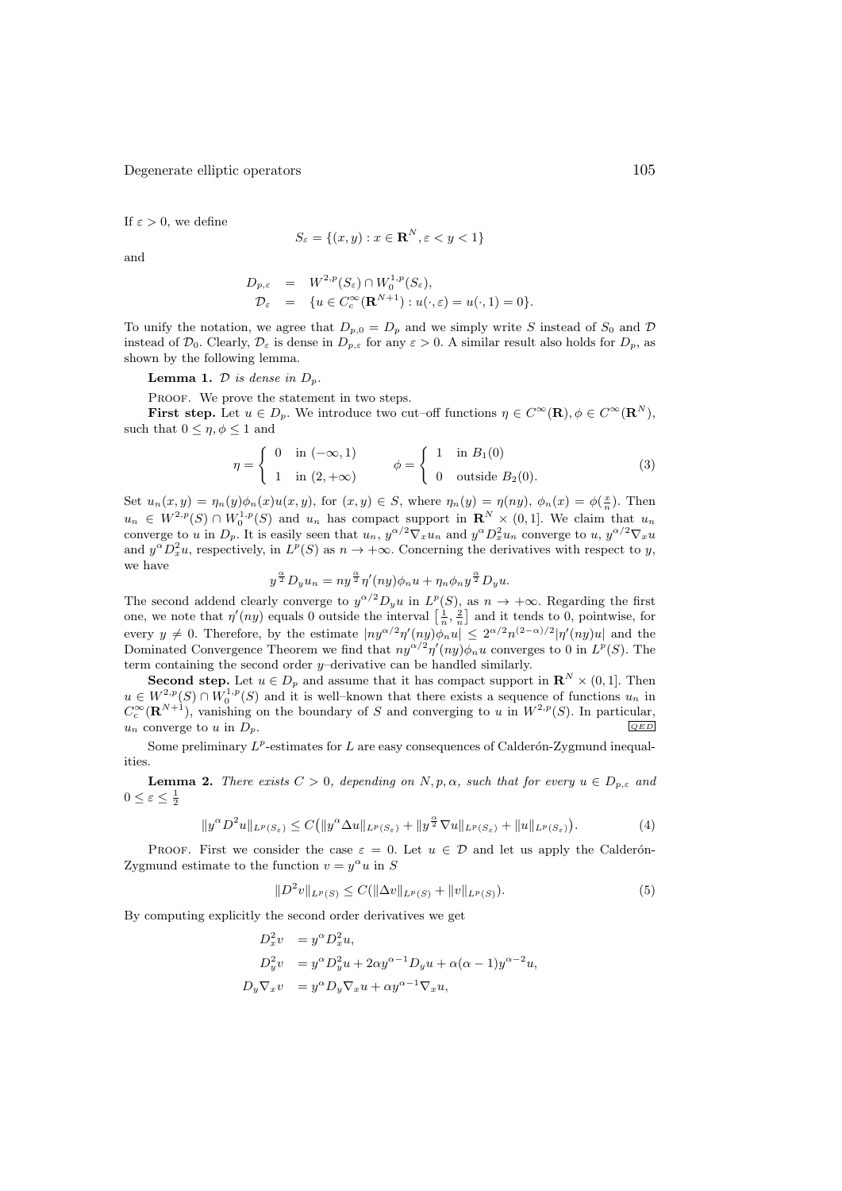If $\varepsilon > 0$, we define

$$S_\varepsilon = \{(x,y) : x \in \mathbf{R}^N, \varepsilon < y < 1\}$$

and

$$\begin{aligned} D_{p,\varepsilon} &= W^{2,p}(S_\varepsilon) \cap W_0^{1,p}(S_\varepsilon), \\ \mathcal{D}_\varepsilon &= \{u \in C_c^\infty(\mathbf{R}^{N+1}) : u(\cdot,\varepsilon) = u(\cdot,1) = 0\}. \end{aligned}$$

To unify the notation, we agree that $D_{p,0} = D_p$ and we simply write $S$ instead of $S_0$ and $\mathcal{D}$ instead of $\mathcal{D}_0$. Clearly, $\mathcal{D}_\varepsilon$ is dense in $D_{p,\varepsilon}$ for any $\varepsilon > 0$. A similar result also holds for $D_p$, as shown by the following lemma.

**Lemma 1.** *$\mathcal{D}$ is dense in $D_p$.*

Proof. We prove the statement in two steps.

**First step.** Let $u \in D_p$. We introduce two cut–off functions $\eta \in C^\infty(\mathbf{R}), \phi \in C^\infty(\mathbf{R}^N)$, such that $0 \le \eta, \phi \le 1$ and

$$\eta = \begin{cases} 0 & \text{in } (-\infty, 1) \\ 1 & \text{in } (2, +\infty) \end{cases} \qquad \phi = \begin{cases} 1 & \text{in } B_1(0) \\ 0 & \text{outside } B_2(0). \end{cases} \tag{3}$$

Set $u_n(x,y) = \eta_n(y)\phi_n(x)u(x,y)$, for $(x,y) \in S$, where $\eta_n(y) = \eta(ny)$, $\phi_n(x) = \phi(\frac{x}{n})$. Then $u_n \in W^{2,p}(S) \cap W_0^{1,p}(S)$ and $u_n$ has compact support in $\mathbf{R}^N \times (0,1]$. We claim that $u_n$ converge to $u$ in $D_p$. It is easily seen that $u_n$, $y^{\alpha/2}\nabla_x u_n$ and $y^\alpha D_x^2 u_n$ converge to $u$, $y^{\alpha/2}\nabla_x u$ and $y^\alpha D_x^2 u$, respectively, in $L^p(S)$ as $n \to +\infty$. Concerning the derivatives with respect to $y$, we have

$$y^{\frac{\alpha}{2}} D_y u_n = n y^{\frac{\alpha}{2}} \eta'(ny)\phi_n u + \eta_n \phi_n y^{\frac{\alpha}{2}} D_y u.$$

The second addend clearly converge to $y^{\alpha/2}D_y u$ in $L^p(S)$, as $n \to +\infty$. Regarding the first one, we note that $\eta'(ny)$ equals 0 outside the interval $\left[\frac{1}{n}, \frac{2}{n}\right]$ and it tends to 0, pointwise, for every $y \neq 0$. Therefore, by the estimate $|ny^{\alpha/2}\eta'(ny)\phi_n u| \le 2^{\alpha/2} n^{(2-\alpha)/2} |\eta'(ny)u|$ and the Dominated Convergence Theorem we find that $ny^{\alpha/2}\eta'(ny)\phi_n u$ converges to 0 in $L^p(S)$. The term containing the second order $y$–derivative can be handled similarly.

**Second step.** Let $u \in D_p$ and assume that it has compact support in $\mathbf{R}^N \times (0,1]$. Then $u \in W^{2,p}(S) \cap W_0^{1,p}(S)$ and it is well–known that there exists a sequence of functions $u_n$ in $C_c^\infty(\mathbf{R}^{N+1})$, vanishing on the boundary of $S$ and converging to $u$ in $W^{2,p}(S)$. In particular, $u_n$ converge to $u$ in $D_p$. QED

Some preliminary $L^p$-estimates for $L$ are easy consequences of Calderón-Zygmund inequalities.

**Lemma 2.** *There exists $C > 0$, depending on $N, p, \alpha$, such that for every $u \in D_{p,\varepsilon}$ and $0 \le \varepsilon \le \frac{1}{2}$*

$$\|y^\alpha D^2 u\|_{L^p(S_\varepsilon)} \le C\big(\|y^\alpha \Delta u\|_{L^p(S_\varepsilon)} + \|y^{\frac{\alpha}{2}} \nabla u\|_{L^p(S_\varepsilon)} + \|u\|_{L^p(S_\varepsilon)}\big). \tag{4}$$

Proof. First we consider the case $\varepsilon = 0$. Let $u \in \mathcal{D}$ and let us apply the Calderón-Zygmund estimate to the function $v = y^\alpha u$ in $S$

$$\|D^2 v\|_{L^p(S)} \le C(\|\Delta v\|_{L^p(S)} + \|v\|_{L^p(S)}). \tag{5}$$

By computing explicitly the second order derivatives we get

$$\begin{aligned} D_x^2 v &= y^\alpha D_x^2 u, \\ D_y^2 v &= y^\alpha D_y^2 u + 2\alpha y^{\alpha-1} D_y u + \alpha(\alpha-1) y^{\alpha-2} u, \\ D_y \nabla_x v &= y^\alpha D_y \nabla_x u + \alpha y^{\alpha-1} \nabla_x u, \end{aligned}$$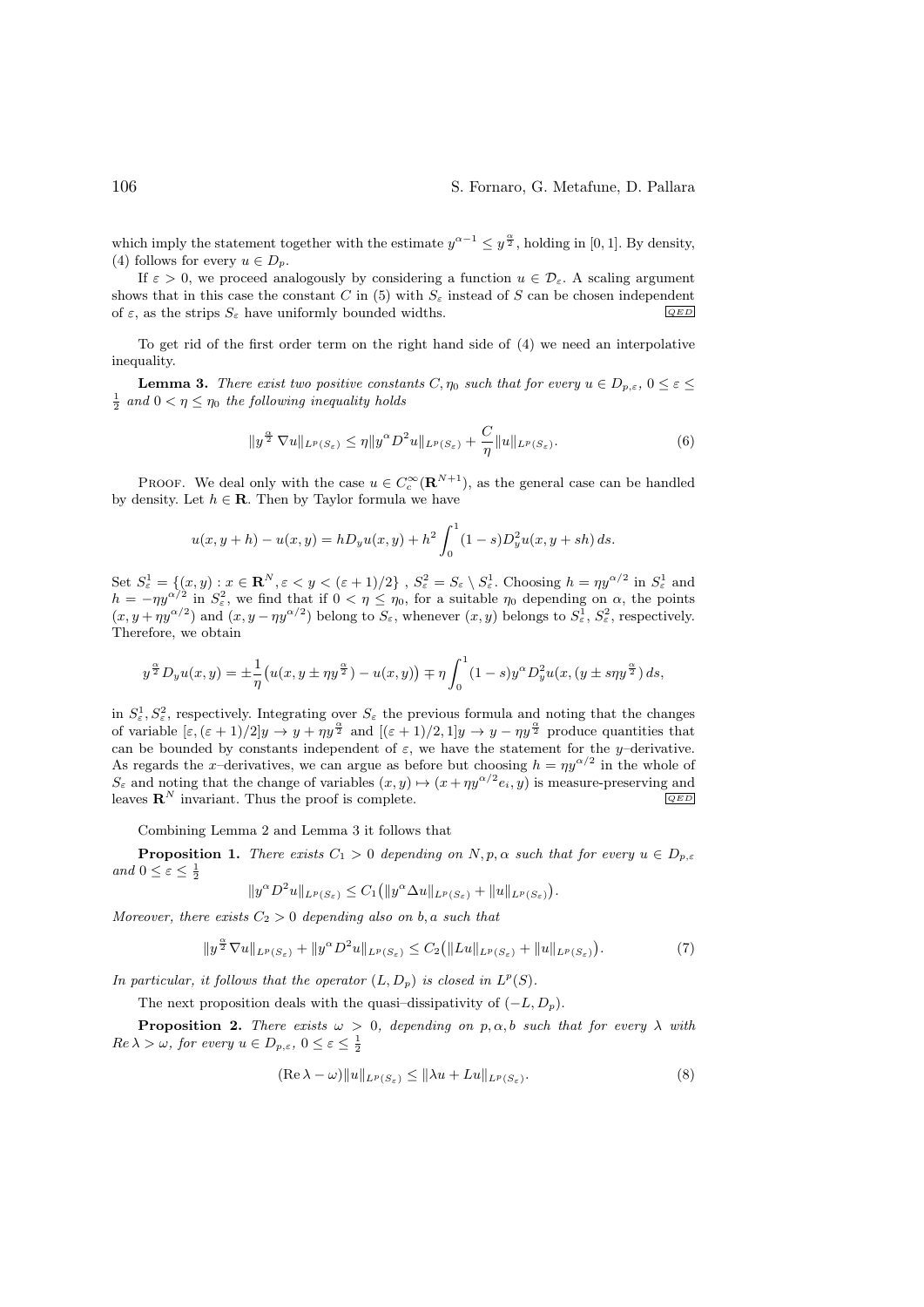which imply the statement together with the estimate $y^{\alpha-1} \le y^{\frac{\alpha}{2}}$, holding in $[0,1]$. By density, (4) follows for every $u \in D_p$.

If $\varepsilon > 0$, we proceed analogously by considering a function $u \in \mathcal{D}_\varepsilon$. A scaling argument shows that in this case the constant $C$ in (5) with $S_\varepsilon$ instead of $S$ can be chosen independent of $\varepsilon$, as the strips $S_\varepsilon$ have uniformly bounded widths. QED

To get rid of the first order term on the right hand side of (4) we need an interpolative inequality.

**Lemma 3.** *There exist two positive constants $C, \eta_0$ such that for every $u \in D_{p,\varepsilon}$, $0 \le \varepsilon \le \frac{1}{2}$ and $0 < \eta \le \eta_0$ the following inequality holds*

$$\|y^{\frac{\alpha}{2}} \nabla u\|_{L^p(S_\varepsilon)} \le \eta \|y^\alpha D^2 u\|_{L^p(S_\varepsilon)} + \frac{C}{\eta}\|u\|_{L^p(S_\varepsilon)}. \tag{6}$$

Proof. We deal only with the case $u \in C_c^\infty(\mathbf{R}^{N+1})$, as the general case can be handled by density. Let $h \in \mathbf{R}$. Then by Taylor formula we have

$$u(x, y+h) - u(x,y) = hD_y u(x,y) + h^2 \int_0^1 (1-s) D_y^2 u(x, y+sh)\, ds.$$

Set $S_\varepsilon^1 = \{(x,y) : x \in \mathbf{R}^N, \varepsilon < y < (\varepsilon+1)/2\}$ , $S_\varepsilon^2 = S_\varepsilon \setminus S_\varepsilon^1$. Choosing $h = \eta y^{\alpha/2}$ in $S_\varepsilon^1$ and $h = -\eta y^{\alpha/2}$ in $S_\varepsilon^2$, we find that if $0 < \eta \le \eta_0$, for a suitable $\eta_0$ depending on $\alpha$, the points $(x, y + \eta y^{\alpha/2})$ and $(x, y - \eta y^{\alpha/2})$ belong to $S_\varepsilon$, whenever $(x,y)$ belongs to $S_\varepsilon^1$, $S_\varepsilon^2$, respectively. Therefore, we obtain

$$y^{\frac{\alpha}{2}} D_y u(x,y) = \pm \frac{1}{\eta}\big(u(x, y \pm \eta y^{\frac{\alpha}{2}}) - u(x,y)\big) \mp \eta \int_0^1 (1-s) y^\alpha D_y^2 u(x, (y \pm s\eta y^{\frac{\alpha}{2}})\, ds,$$

in $S_\varepsilon^1, S_\varepsilon^2$, respectively. Integrating over $S_\varepsilon$ the previous formula and noting that the changes of variable $[\varepsilon, (\varepsilon+1)/2] y \to y + \eta y^{\frac{\alpha}{2}}$ and $[(\varepsilon+1)/2, 1] y \to y - \eta y^{\frac{\alpha}{2}}$ produce quantities that can be bounded by constants independent of $\varepsilon$, we have the statement for the $y$–derivative. As regards the $x$–derivatives, we can argue as before but choosing $h = \eta y^{\alpha/2}$ in the whole of $S_\varepsilon$ and noting that the change of variables $(x,y) \mapsto (x + \eta y^{\alpha/2} e_i, y)$ is measure-preserving and leaves $\mathbf{R}^N$ invariant. Thus the proof is complete. QED

Combining Lemma 2 and Lemma 3 it follows that

**Proposition 1.** *There exists $C_1 > 0$ depending on $N, p, \alpha$ such that for every $u \in D_{p,\varepsilon}$ and $0 \le \varepsilon \le \frac{1}{2}$*

$$\|y^\alpha D^2 u\|_{L^p(S_\varepsilon)} \le C_1\big(\|y^\alpha \Delta u\|_{L^p(S_\varepsilon)} + \|u\|_{L^p(S_\varepsilon)}\big).$$

*Moreover, there exists $C_2 > 0$ depending also on $b, a$ such that*

$$\|y^{\frac{\alpha}{2}} \nabla u\|_{L^p(S_\varepsilon)} + \|y^\alpha D^2 u\|_{L^p(S_\varepsilon)} \le C_2\big(\|Lu\|_{L^p(S_\varepsilon)} + \|u\|_{L^p(S_\varepsilon)}\big). \tag{7}$$

*In particular, it follows that the operator $(L, D_p)$ is closed in $L^p(S)$.*

The next proposition deals with the quasi–dissipativity of $(-L, D_p)$.

**Proposition 2.** *There exists $\omega > 0$, depending on $p, \alpha, b$ such that for every $\lambda$ with $Re\,\lambda > \omega$, for every $u \in D_{p,\varepsilon}$, $0 \le \varepsilon \le \frac{1}{2}$*

$$(\operatorname{Re}\lambda - \omega)\|u\|_{L^p(S_\varepsilon)} \le \|\lambda u + Lu\|_{L^p(S_\varepsilon)}. \tag{8}$$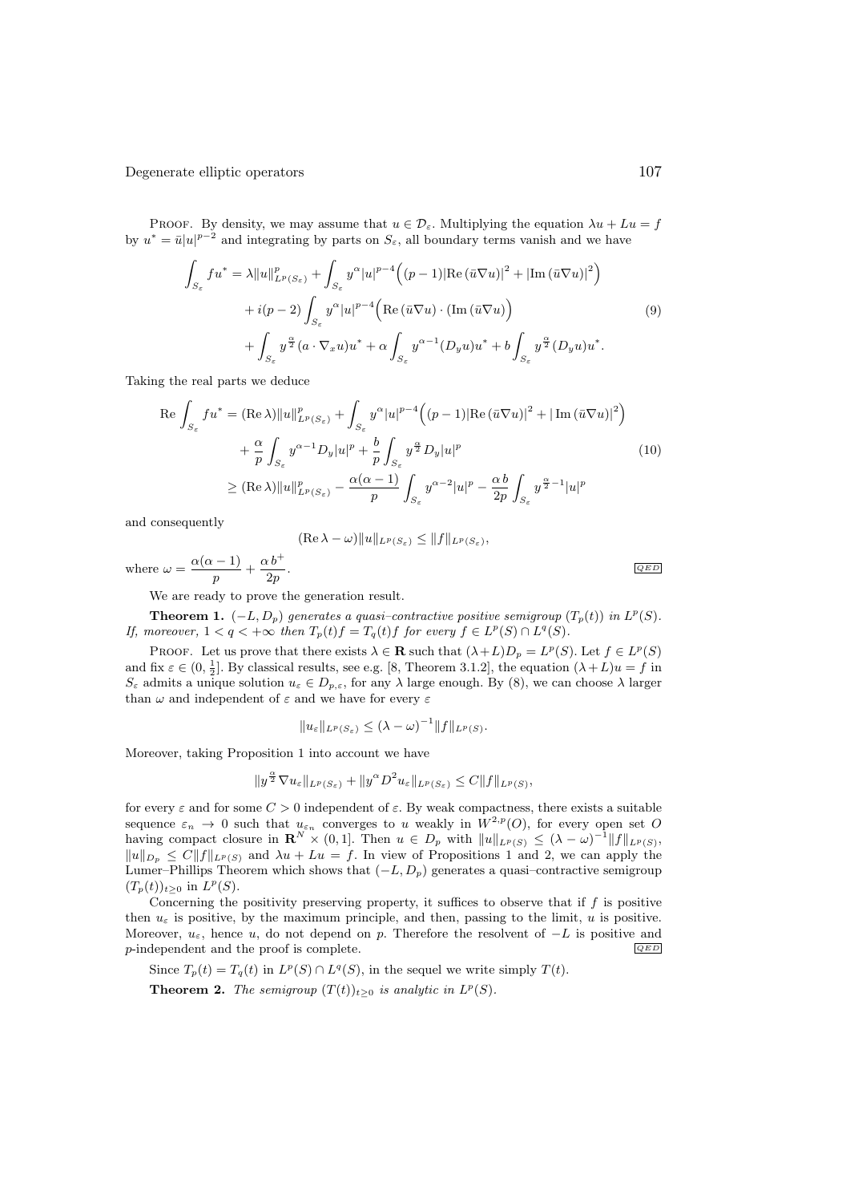PROOF. By density, we may assume that $u \in \mathcal{D}_\varepsilon$. Multiplying the equation $\lambda u + Lu = f$ by $u^* = \bar{u}|u|^{p-2}$ and integrating by parts on $S_\varepsilon$, all boundary terms vanish and we have

$$
\begin{aligned}
\int_{S_\varepsilon} f u^* = \lambda \|u\|_{L^p(S_\varepsilon)}^p &+ \int_{S_\varepsilon} y^\alpha |u|^{p-4}\Big((p-1)|\mathrm{Re}\,(\bar{u}\nabla u)|^2 + |\mathrm{Im}\,(\bar{u}\nabla u)|^2\Big) \\
&+ i(p-2)\int_{S_\varepsilon} y^\alpha |u|^{p-4}\Big(\mathrm{Re}\,(\bar{u}\nabla u)\cdot(\mathrm{Im}\,(\bar{u}\nabla u)\Big) \\
&+ \int_{S_\varepsilon} y^{\frac{\alpha}{2}}(a\cdot\nabla_x u)u^* + \alpha\int_{S_\varepsilon} y^{\alpha-1}(D_y u)u^* + b\int_{S_\varepsilon} y^{\frac{\alpha}{2}}(D_y u)u^*.
\end{aligned}
\tag{9}
$$

Taking the real parts we deduce

$$
\begin{aligned}
\mathrm{Re}\int_{S_\varepsilon} f u^* = (\mathrm{Re}\,\lambda)\|u\|_{L^p(S_\varepsilon)}^p &+ \int_{S_\varepsilon} y^\alpha |u|^{p-4}\Big((p-1)|\mathrm{Re}\,(\bar{u}\nabla u)|^2 + |\,\mathrm{Im}\,(\bar{u}\nabla u)|^2\Big) \\
&+ \frac{\alpha}{p}\int_{S_\varepsilon} y^{\alpha-1} D_y |u|^p + \frac{b}{p}\int_{S_\varepsilon} y^{\frac{\alpha}{2}} D_y |u|^p \\
\geq (\mathrm{Re}\,\lambda)\|u\|_{L^p(S_\varepsilon)}^p &- \frac{\alpha(\alpha-1)}{p}\int_{S_\varepsilon} y^{\alpha-2}|u|^p - \frac{\alpha\, b}{2p}\int_{S_\varepsilon} y^{\frac{\alpha}{2}-1}|u|^p
\end{aligned}
\tag{10}
$$

and consequently

$$
(\mathrm{Re}\,\lambda - \omega)\|u\|_{L^p(S_\varepsilon)} \leq \|f\|_{L^p(S_\varepsilon)},
$$

where $\omega = \dfrac{\alpha(\alpha-1)}{p} + \dfrac{\alpha\, b^+}{2p}$. QED

We are ready to prove the generation result.

**Theorem 1.** *$(-L, D_p)$ generates a quasi–contractive positive semigroup $(T_p(t))$ in $L^p(S)$. If, moreover, $1 < q < +\infty$ then $T_p(t)f = T_q(t)f$ for every $f \in L^p(S) \cap L^q(S)$.*

PROOF. Let us prove that there exists $\lambda \in \mathbf{R}$ such that $(\lambda + L)D_p = L^p(S)$. Let $f \in L^p(S)$ and fix $\varepsilon \in (0, \frac{1}{2}]$. By classical results, see e.g. [8, Theorem 3.1.2], the equation $(\lambda + L)u = f$ in $S_\varepsilon$ admits a unique solution $u_\varepsilon \in D_{p,\varepsilon}$, for any $\lambda$ large enough. By (8), we can choose $\lambda$ larger than $\omega$ and independent of $\varepsilon$ and we have for every $\varepsilon$

$$
\|u_\varepsilon\|_{L^p(S_\varepsilon)} \leq (\lambda - \omega)^{-1}\|f\|_{L^p(S)}.
$$

Moreover, taking Proposition 1 into account we have

$$
\|y^{\frac{\alpha}{2}}\nabla u_\varepsilon\|_{L^p(S_\varepsilon)} + \|y^\alpha D^2 u_\varepsilon\|_{L^p(S_\varepsilon)} \leq C\|f\|_{L^p(S)},
$$

for every $\varepsilon$ and for some $C > 0$ independent of $\varepsilon$. By weak compactness, there exists a suitable sequence $\varepsilon_n \to 0$ such that $u_{\varepsilon_n}$ converges to $u$ weakly in $W^{2,p}(O)$, for every open set $O$ having compact closure in $\mathbf{R}^N \times (0,1]$. Then $u \in D_p$ with $\|u\|_{L^p(S)} \leq (\lambda - \omega)^{-1}\|f\|_{L^p(S)}$, $\|u\|_{D_p} \leq C\|f\|_{L^p(S)}$ and $\lambda u + Lu = f$. In view of Propositions 1 and 2, we can apply the Lumer–Phillips Theorem which shows that $(-L, D_p)$ generates a quasi–contractive semigroup $(T_p(t))_{t\geq 0}$ in $L^p(S)$.

Concerning the positivity preserving property, it suffices to observe that if $f$ is positive then $u_\varepsilon$ is positive, by the maximum principle, and then, passing to the limit, $u$ is positive. Moreover, $u_\varepsilon$, hence $u$, do not depend on $p$. Therefore the resolvent of $-L$ is positive and $p$-independent and the proof is complete. QED

Since $T_p(t) = T_q(t)$ in $L^p(S) \cap L^q(S)$, in the sequel we write simply $T(t)$.

**Theorem 2.** *The semigroup $(T(t))_{t\geq 0}$ is analytic in $L^p(S)$.*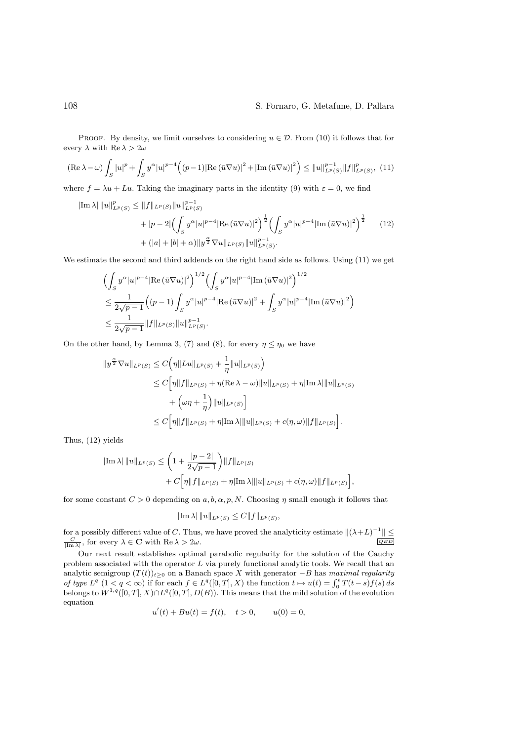PROOF. By density, we limit ourselves to considering $u \in \mathcal{D}$. From (10) it follows that for every $\lambda$ with $\operatorname{Re}\lambda > 2\omega$

$$(\operatorname{Re}\lambda-\omega)\int_S |u|^p+\int_S y^\alpha |u|^{p-4}\Big((p-1)|\operatorname{Re}(\bar{u}\nabla u)|^2+|\operatorname{Im}(\bar{u}\nabla u)|^2\Big)\leq \|u\|_{L^p(S)}^{p-1}\|f\|_{L^p(S)}^p, \tag{11}$$

where $f=\lambda u+Lu$. Taking the imaginary parts in the identity (9) with $\varepsilon=0$, we find

$$\begin{aligned}|\operatorname{Im}\lambda|\,\|u\|_{L^p(S)}^p &\leq \|f\|_{L^p(S)}\|u\|_{L^p(S)}^{p-1}\\ &\quad+|p-2|\Big(\int_S y^\alpha|u|^{p-4}|\operatorname{Re}(\bar{u}\nabla u)|^2\Big)^{\frac{1}{2}}\Big(\int_S y^\alpha |u|^{p-4}|\operatorname{Im}(\bar{u}\nabla u)|^2\Big)^{\frac{1}{2}}\\ &\quad+(|a|+|b|+\alpha)\|y^{\frac{\alpha}{2}}\nabla u\|_{L^p(S)}\|u\|_{L^p(S)}^{p-1}.\end{aligned} \tag{12}$$

We estimate the second and third addends on the right hand side as follows. Using (11) we get

$$\begin{aligned}&\Big(\int_S y^\alpha|u|^{p-4}|\operatorname{Re}(\bar{u}\nabla u)|^2\Big)^{1/2}\Big(\int_S y^\alpha|u|^{p-4}|\operatorname{Im}(\bar{u}\nabla u)|^2\Big)^{1/2}\\ &\leq \frac{1}{2\sqrt{p-1}}\Big((p-1)\int_S y^\alpha|u|^{p-4}|\operatorname{Re}(\bar{u}\nabla u)|^2+\int_S y^\alpha|u|^{p-4}|\operatorname{Im}(\bar{u}\nabla u)|^2\Big)\\ &\leq \frac{1}{2\sqrt{p-1}}\|f\|_{L^p(S)}\|u\|_{L^p(S)}^{p-1}.\end{aligned}$$

On the other hand, by Lemma 3, (7) and (8), for every $\eta \leq \eta_0$ we have

$$\begin{aligned}\|y^{\frac{\alpha}{2}}\nabla u\|_{L^p(S)} &\leq C\Big(\eta\|Lu\|_{L^p(S)}+\frac{1}{\eta}\|u\|_{L^p(S)}\Big)\\ &\leq C\Big[\eta\|f\|_{L^p(S)}+\eta(\operatorname{Re}\lambda-\omega)\|u\|_{L^p(S)}+\eta|\operatorname{Im}\lambda|\|u\|_{L^p(S)}\\ &\quad+\Big(\omega\eta+\frac{1}{\eta}\Big)\|u\|_{L^p(S)}\Big]\\ &\leq C\Big[\eta\|f\|_{L^p(S)}+\eta|\operatorname{Im}\lambda|\|u\|_{L^p(S)}+c(\eta,\omega)\|f\|_{L^p(S)}\Big].\end{aligned}$$

Thus, (12) yields

$$\begin{aligned}|\operatorname{Im}\lambda|\,\|u\|_{L^p(S)} &\leq \left(1+\frac{|p-2|}{2\sqrt{p-1}}\right)\|f\|_{L^p(S)}\\ &\quad+C\Big[\eta\|f\|_{L^p(S)}+\eta|\operatorname{Im}\lambda|\|u\|_{L^p(S)}+c(\eta,\omega)\|f\|_{L^p(S)}\Big],\end{aligned}$$

for some constant $C>0$ depending on $a,b,\alpha,p,N$. Choosing $\eta$ small enough it follows that

$$|\operatorname{Im}\lambda|\,\|u\|_{L^p(S)}\leq C\|f\|_{L^p(S)},$$

for a possibly different value of $C$. Thus, we have proved the analyticity estimate $\|(\lambda+L)^{-1}\|\leq \frac{C}{|\operatorname{Im}\lambda|}$, for every $\lambda\in\mathbf{C}$ with $\operatorname{Re}\lambda>2\omega$. QED

Our next result establishes optimal parabolic regularity for the solution of the Cauchy problem associated with the operator $L$ via purely functional analytic tools. We recall that an analytic semigroup $(T(t))_{t\geq 0}$ on a Banach space $X$ with generator $-B$ has *maximal regularity of type* $L^q$ $(1<q<\infty)$ if for each $f\in L^q([0,T],X)$ the function $t\mapsto u(t)=\int_0^t T(t-s)f(s)\,ds$ belongs to $W^{1,q}([0,T],X)\cap L^q([0,T],D(B))$. This means that the mild solution of the evolution equation

$$u'(t)+Bu(t)=f(t),\quad t>0,\qquad u(0)=0,$$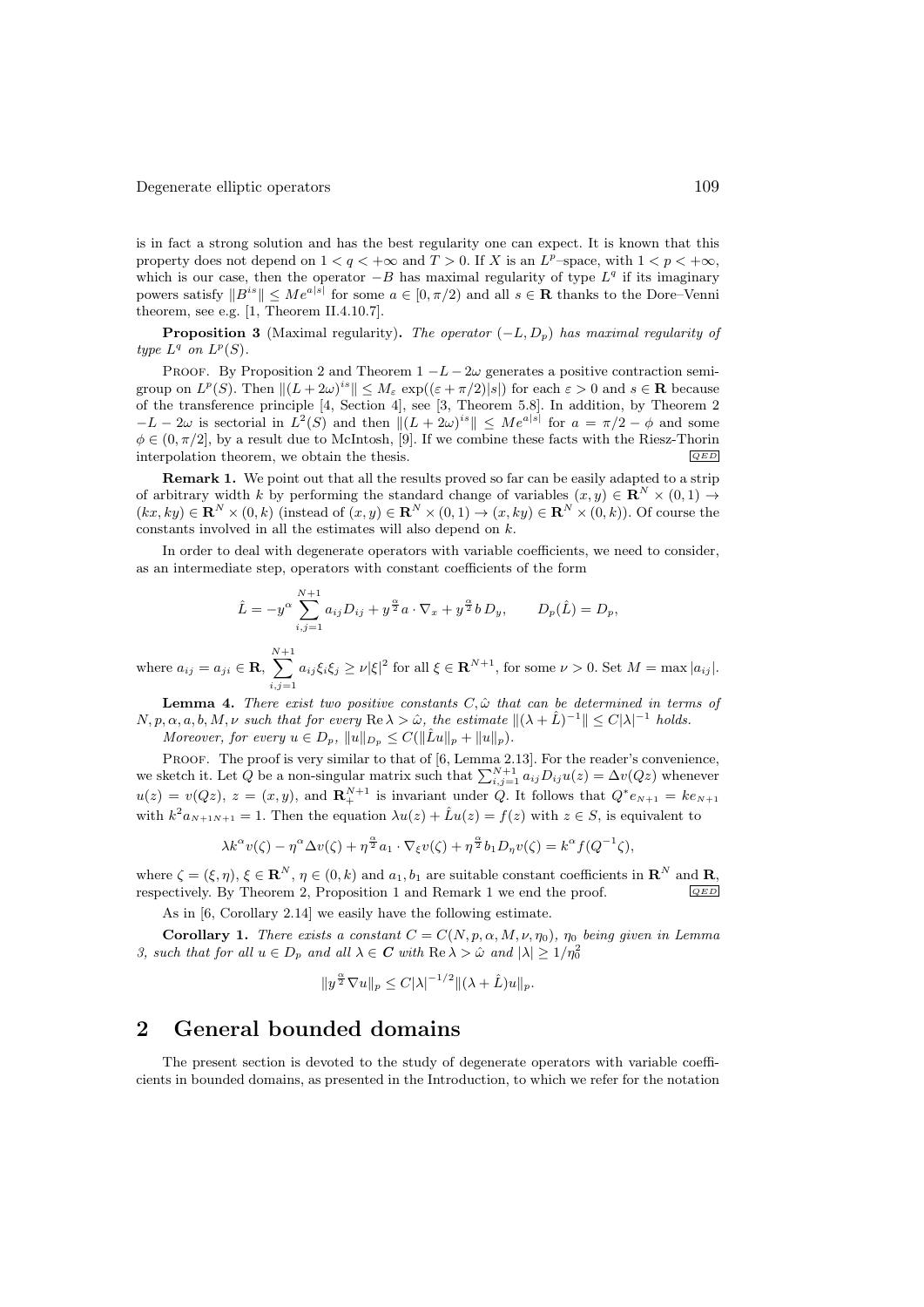is in fact a strong solution and has the best regularity one can expect. It is known that this property does not depend on $1 < q < +\infty$ and $T > 0$. If $X$ is an $L^p$–space, with $1 < p < +\infty$, which is our case, then the operator $-B$ has maximal regularity of type $L^q$ if its imaginary powers satisfy $\|B^{is}\| \le Me^{a|s|}$ for some $a \in [0, \pi/2)$ and all $s \in \mathbf{R}$ thanks to the Dore–Venni theorem, see e.g. [1, Theorem II.4.10.7].

**Proposition 3** (Maximal regularity)**.** *The operator $(-L, D_p)$ has maximal regularity of type $L^q$ on $L^p(S)$.*

Proof. By Proposition 2 and Theorem 1 $-L - 2\omega$ generates a positive contraction semigroup on $L^p(S)$. Then $\|(L + 2\omega)^{is}\| \le M_\varepsilon \exp((\varepsilon + \pi/2)|s|)$ for each $\varepsilon > 0$ and $s \in \mathbf{R}$ because of the transference principle [4, Section 4], see [3, Theorem 5.8]. In addition, by Theorem 2 $-L - 2\omega$ is sectorial in $L^2(S)$ and then $\|(L + 2\omega)^{is}\| \le Me^{a|s|}$ for $a = \pi/2 - \phi$ and some $\phi \in (0, \pi/2]$, by a result due to McIntosh, [9]. If we combine these facts with the Riesz-Thorin interpolation theorem, we obtain the thesis. QED

**Remark 1.** We point out that all the results proved so far can be easily adapted to a strip of arbitrary width $k$ by performing the standard change of variables $(x, y) \in \mathbf{R}^N \times (0, 1) \to (kx, ky) \in \mathbf{R}^N \times (0, k)$ (instead of $(x, y) \in \mathbf{R}^N \times (0, 1) \to (x, ky) \in \mathbf{R}^N \times (0, k)$). Of course the constants involved in all the estimates will also depend on $k$.

In order to deal with degenerate operators with variable coefficients, we need to consider, as an intermediate step, operators with constant coefficients of the form

$$\hat{L} = -y^\alpha \sum_{i,j=1}^{N+1} a_{ij} D_{ij} + y^{\frac{\alpha}{2}} a \cdot \nabla_x + y^{\frac{\alpha}{2}} b \, D_y, \qquad D_p(\hat{L}) = D_p,$$

where $a_{ij} = a_{ji} \in \mathbf{R}$, $\sum_{i,j=1}^{N+1} a_{ij}\xi_i\xi_j \ge \nu|\xi|^2$ for all $\xi \in \mathbf{R}^{N+1}$, for some $\nu > 0$. Set $M = \max |a_{ij}|$.

**Lemma 4.** *There exist two positive constants $C, \hat{\omega}$ that can be determined in terms of $N, p, \alpha, a, b, M, \nu$ such that for every $\operatorname{Re} \lambda > \hat{\omega}$, the estimate $\|(\lambda + \hat{L})^{-1}\| \le C|\lambda|^{-1}$ holds. Moreover, for every $u \in D_p$, $\|u\|_{D_p} \le C(\|\hat{L}u\|_p + \|u\|_p)$.*

Proof. The proof is very similar to that of [6, Lemma 2.13]. For the reader's convenience, we sketch it. Let $Q$ be a non-singular matrix such that $\sum_{i,j=1}^{N+1} a_{ij} D_{ij} u(z) = \Delta v(Qz)$ whenever $u(z) = v(Qz)$, $z = (x, y)$, and $\mathbf{R}^{N+1}_+$ is invariant under $Q$. It follows that $Q^* e_{N+1} = k e_{N+1}$ with $k^2 a_{N+1 N+1} = 1$. Then the equation $\lambda u(z) + \hat{L}u(z) = f(z)$ with $z \in S$, is equivalent to

$$\lambda k^\alpha v(\zeta) - \eta^\alpha \Delta v(\zeta) + \eta^{\frac{\alpha}{2}} a_1 \cdot \nabla_\xi v(\zeta) + \eta^{\frac{\alpha}{2}} b_1 D_\eta v(\zeta) = k^\alpha f(Q^{-1}\zeta),$$

where $\zeta = (\xi, \eta)$, $\xi \in \mathbf{R}^N$, $\eta \in (0, k)$ and $a_1, b_1$ are suitable constant coefficients in $\mathbf{R}^N$ and $\mathbf{R}$, respectively. By Theorem 2, Proposition 1 and Remark 1 we end the proof. QED

As in [6, Corollary 2.14] we easily have the following estimate.

**Corollary 1.** *There exists a constant $C = C(N, p, \alpha, M, \nu, \eta_0)$, $\eta_0$ being given in Lemma 3, such that for all $u \in D_p$ and all $\lambda \in \mathbf{C}$ with $\operatorname{Re} \lambda > \hat{\omega}$ and $|\lambda| \ge 1/\eta_0^2$*

$$\|y^{\frac{\alpha}{2}} \nabla u\|_p \le C|\lambda|^{-1/2} \|(\lambda + \hat{L})u\|_p.$$

## 2 General bounded domains

The present section is devoted to the study of degenerate operators with variable coefficients in bounded domains, as presented in the Introduction, to which we refer for the notation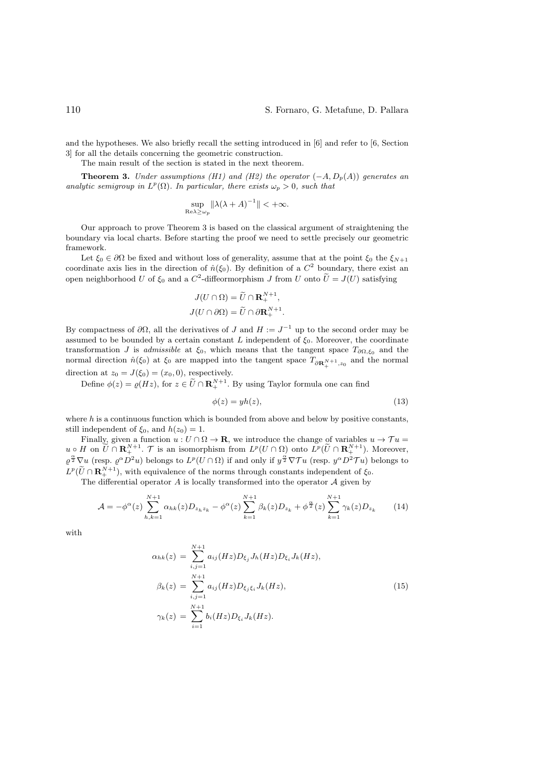and the hypotheses. We also briefly recall the setting introduced in [6] and refer to [6, Section 3] for all the details concerning the geometric construction.

The main result of the section is stated in the next theorem.

**Theorem 3.** *Under assumptions (H1) and (H2) the operator $(-A, D_p(A))$ generates an analytic semigroup in $L^p(\Omega)$. In particular, there exists $\omega_p > 0$, such that*

$$\sup_{\mathrm{Re}\lambda \geq \omega_p} \|\lambda(\lambda + A)^{-1}\| < +\infty.$$

Our approach to prove Theorem 3 is based on the classical argument of straightening the boundary via local charts. Before starting the proof we need to settle precisely our geometric framework.

Let $\xi_0 \in \partial\Omega$ be fixed and without loss of generality, assume that at the point $\xi_0$ the $\xi_{N+1}$ coordinate axis lies in the direction of $\hat{n}(\xi_0)$. By definition of a $C^2$ boundary, there exist an open neighborhood $U$ of $\xi_0$ and a $C^2$-diffeormorphism $J$ from $U$ onto $\widetilde{U} = J(U)$ satisfying

$$J(U \cap \Omega) = \widetilde{U} \cap \mathbf{R}^{N+1}_+,$$
$$J(U \cap \partial\Omega) = \widetilde{U} \cap \partial\mathbf{R}^{N+1}_+.$$

By compactness of $\partial\Omega$, all the derivatives of $J$ and $H := J^{-1}$ up to the second order may be assumed to be bounded by a certain constant $L$ independent of $\xi_0$. Moreover, the coordinate transformation $J$ is *admissible* at $\xi_0$, which means that the tangent space $T_{\partial\Omega,\xi_0}$ and the normal direction $\hat{n}(\xi_0)$ at $\xi_0$ are mapped into the tangent space $T_{\partial\mathbf{R}^{N+1}_+, z_0}$ and the normal direction at $z_0 = J(\xi_0) = (x_0, 0)$, respectively.

Define $\phi(z) = \varrho(Hz)$, for $z \in \widetilde{U} \cap \mathbf{R}^{N+1}_+$. By using Taylor formula one can find

$$\phi(z) = yh(z), \tag{13}$$

where $h$ is a continuous function which is bounded from above and below by positive constants, still independent of $\xi_0$, and $h(z_0) = 1$.

Finally, given a function $u : U \cap \Omega \to \mathbf{R}$, we introduce the change of variables $u \to \mathcal{T}u = u \circ H$ on $\widetilde{U} \cap \mathbf{R}^{N+1}_+$. $\mathcal{T}$ is an isomorphism from $L^p(U \cap \Omega)$ onto $L^p(\widetilde{U} \cap \mathbf{R}^{N+1}_+)$. Moreover, $\varrho^{\frac{\alpha}{2}} \nabla u$ (resp. $\varrho^{\alpha} D^2 u$) belongs to $L^p(U \cap \Omega)$ if and only if $y^{\frac{\alpha}{2}} \nabla \mathcal{T}u$ (resp. $y^{\alpha} D^2 \mathcal{T}u$) belongs to $L^p(\widetilde{U} \cap \mathbf{R}^{N+1}_+)$, with equivalence of the norms through constants independent of $\xi_0$.

The differential operator $A$ is locally transformed into the operator $\mathcal{A}$ given by

$$\mathcal{A} = -\phi^{\alpha}(z) \sum_{h,k=1}^{N+1} \alpha_{hk}(z) D_{z_h z_k} - \phi^{\alpha}(z) \sum_{k=1}^{N+1} \beta_k(z) D_{z_k} + \phi^{\frac{\alpha}{2}}(z) \sum_{k=1}^{N+1} \gamma_k(z) D_{z_k} \tag{14}$$

with

$$\begin{aligned}
\alpha_{hk}(z) &= \sum_{i,j=1}^{N+1} a_{ij}(Hz) D_{\xi_j} J_h(Hz) D_{\xi_i} J_k(Hz), \\
\beta_k(z) &= \sum_{i,j=1}^{N+1} a_{ij}(Hz) D_{\xi_j \xi_i} J_k(Hz), \\
\gamma_k(z) &= \sum_{i=1}^{N+1} b_i(Hz) D_{\xi_i} J_k(Hz).
\end{aligned} \tag{15}$$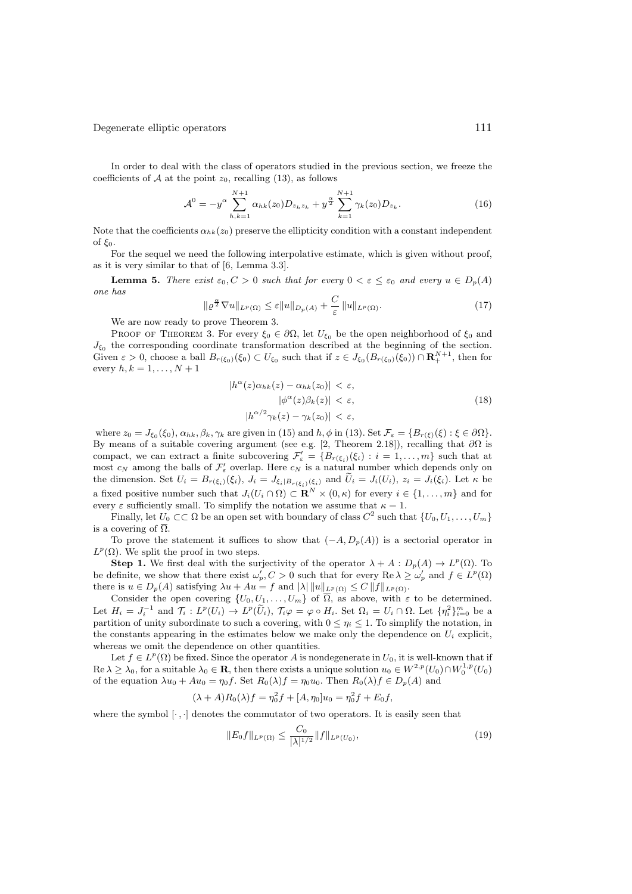In order to deal with the class of operators studied in the previous section, we freeze the coefficients of $\mathcal{A}$ at the point $z_0$, recalling (13), as follows

$$\mathcal{A}^0 = -y^\alpha \sum_{h,k=1}^{N+1} \alpha_{hk}(z_0) D_{z_h z_k} + y^{\frac{\alpha}{2}} \sum_{k=1}^{N+1} \gamma_k(z_0) D_{z_k}. \tag{16}$$

Note that the coefficients $\alpha_{hk}(z_0)$ preserve the ellipticity condition with a constant independent of $\xi_0$.

For the sequel we need the following interpolative estimate, which is given without proof, as it is very similar to that of [6, Lemma 3.3].

**Lemma 5.** *There exist $\varepsilon_0, C > 0$ such that for every $0 < \varepsilon \leq \varepsilon_0$ and every $u \in D_p(A)$ one has*

$$\|\varrho^{\frac{\alpha}{2}} \nabla u\|_{L^p(\Omega)} \leq \varepsilon \|u\|_{D_p(A)} + \frac{C}{\varepsilon} \|u\|_{L^p(\Omega)}. \tag{17}$$

We are now ready to prove Theorem 3.

Proof of Theorem 3. For every $\xi_0 \in \partial\Omega$, let $U_{\xi_0}$ be the open neighborhood of $\xi_0$ and $J_{\xi_0}$ the corresponding coordinate transformation described at the beginning of the section. Given $\varepsilon > 0$, choose a ball $B_{r(\xi_0)}(\xi_0) \subset U_{\xi_0}$ such that if $z \in J_{\xi_0}(B_{r(\xi_0)}(\xi_0)) \cap \mathbf{R}_+^{N+1}$, then for every $h, k = 1, \dots, N+1$

$$\begin{aligned} |h^\alpha(z)\alpha_{hk}(z) - \alpha_{hk}(z_0)| &< \varepsilon, \\ |\phi^\alpha(z)\beta_k(z)| &< \varepsilon, \\ |h^{\alpha/2}\gamma_k(z) - \gamma_k(z_0)| &< \varepsilon, \end{aligned} \tag{18}$$

where $z_0 = J_{\xi_0}(\xi_0)$, $\alpha_{hk}, \beta_k, \gamma_k$ are given in (15) and $h, \phi$ in (13). Set $\mathcal{F}_\varepsilon = \{B_{r(\xi)}(\xi) : \xi \in \partial\Omega\}$. By means of a suitable covering argument (see e.g. [2, Theorem 2.18]), recalling that $\partial\Omega$ is compact, we can extract a finite subcovering $\mathcal{F}'_\varepsilon = \{B_{r(\xi_i)}(\xi_i) : i = 1, \dots, m\}$ such that at most $c_N$ among the balls of $\mathcal{F}'_\varepsilon$ overlap. Here $c_N$ is a natural number which depends only on the dimension. Set $U_i = B_{r(\xi_i)}(\xi_i)$, $J_i = J_{\xi_i | B_{r(\xi_i)}(\xi_i)}$ and $\widetilde{U}_i = J_i(U_i)$, $z_i = J_i(\xi_i)$. Let $\kappa$ be a fixed positive number such that $J_i(U_i \cap \Omega) \subset \mathbf{R}^N \times (0, \kappa)$ for every $i \in \{1, \dots, m\}$ and for every $\varepsilon$ sufficiently small. To simplify the notation we assume that $\kappa = 1$.

Finally, let $U_0 \subset\subset \Omega$ be an open set with boundary of class $C^2$ such that $\{U_0, U_1, \dots, U_m\}$ is a covering of $\overline{\Omega}$.

To prove the statement it suffices to show that $(-A, D_p(A))$ is a sectorial operator in $L^p(\Omega)$. We split the proof in two steps.

**Step 1.** We first deal with the surjectivity of the operator $\lambda + A : D_p(A) \to L^p(\Omega)$. To be definite, we show that there exist $\omega'_p, C > 0$ such that for every $\operatorname{Re}\lambda \geq \omega'_p$ and $f \in L^p(\Omega)$ there is $u \in D_p(A)$ satisfying $\lambda u + Au = f$ and $|\lambda| \, \|u\|_{L^p(\Omega)} \leq C \, \|f\|_{L^p(\Omega)}$.

Consider the open covering $\{U_0, U_1, \dots, U_m\}$ of $\overline{\Omega}$, as above, with $\varepsilon$ to be determined. Let $H_i = J_i^{-1}$ and $\mathcal{T}_i : L^p(U_i) \to L^p(\widetilde{U}_i)$, $\mathcal{T}_i\varphi = \varphi \circ H_i$. Set $\Omega_i = U_i \cap \Omega$. Let $\{\eta_i^2\}_{i=0}^m$ be a partition of unity subordinate to such a covering, with $0 \leq \eta_i \leq 1$. To simplify the notation, in the constants appearing in the estimates below we make only the dependence on $U_i$ explicit, whereas we omit the dependence on other quantities.

Let $f \in L^p(\Omega)$ be fixed. Since the operator $A$ is nondegenerate in $U_0$, it is well-known that if $\operatorname{Re}\lambda \geq \lambda_0$, for a suitable $\lambda_0 \in \mathbf{R}$, then there exists a unique solution $u_0 \in W^{2,p}(U_0) \cap W_0^{1,p}(U_0)$ of the equation $\lambda u_0 + Au_0 = \eta_0 f$. Set $R_0(\lambda)f = \eta_0 u_0$. Then $R_0(\lambda)f \in D_p(A)$ and

$$(\lambda + A)R_0(\lambda)f = \eta_0^2 f + [A, \eta_0]u_0 = \eta_0^2 f + E_0 f,$$

where the symbol $[\cdot\,,\cdot]$ denotes the commutator of two operators. It is easily seen that

$$\|E_0 f\|_{L^p(\Omega)} \leq \frac{C_0}{|\lambda|^{1/2}} \|f\|_{L^p(U_0)}, \tag{19}$$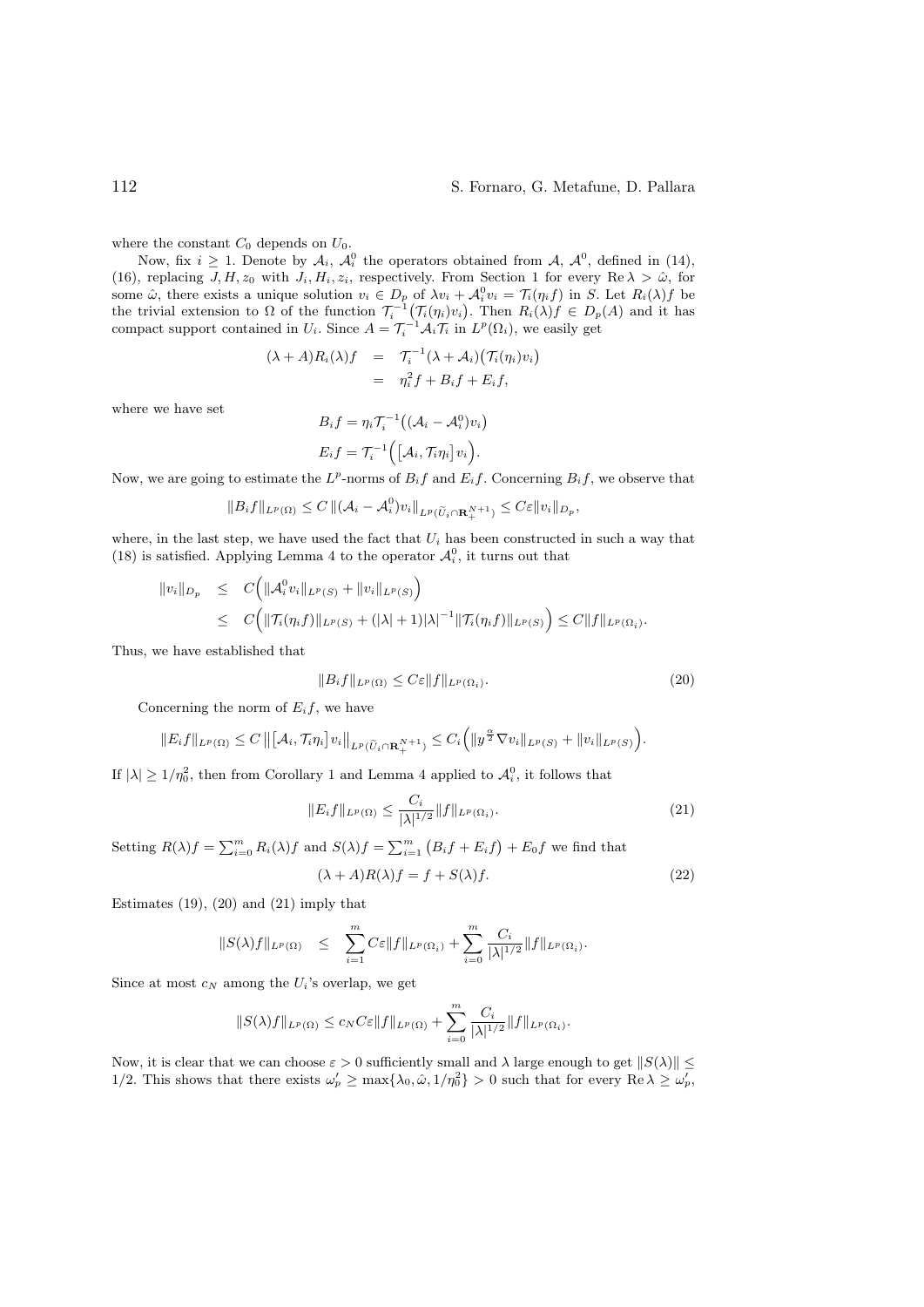where the constant $C_0$ depends on $U_0$.

Now, fix $i \geq 1$. Denote by $\mathcal{A}_i$, $\mathcal{A}_i^0$ the operators obtained from $\mathcal{A}$, $\mathcal{A}^0$, defined in (14), (16), replacing $J, H, z_0$ with $J_i, H_i, z_i$, respectively. From Section 1 for every $\mathrm{Re}\,\lambda > \hat{\omega}$, for some $\hat{\omega}$, there exists a unique solution $v_i \in D_p$ of $\lambda v_i + \mathcal{A}_i^0 v_i = \mathcal{T}_i(\eta_i f)$ in $S$. Let $R_i(\lambda)f$ be the trivial extension to $\Omega$ of the function $\mathcal{T}_i^{-1}\big(\mathcal{T}_i(\eta_i)v_i\big)$. Then $R_i(\lambda)f \in D_p(A)$ and it has compact support contained in $U_i$. Since $A = \mathcal{T}_i^{-1}\mathcal{A}_i\mathcal{T}_i$ in $L^p(\Omega_i)$, we easily get

$$
\begin{aligned}
(\lambda + A)R_i(\lambda)f &= \mathcal{T}_i^{-1}(\lambda + \mathcal{A}_i)\big(\mathcal{T}_i(\eta_i)v_i\big)\\
&= \eta_i^2 f + B_i f + E_i f,
\end{aligned}
$$

where we have set

$$
B_i f = \eta_i \mathcal{T}_i^{-1}\big((\mathcal{A}_i - \mathcal{A}_i^0)v_i\big)
$$

$$
E_i f = \mathcal{T}_i^{-1}\Big(\big[\mathcal{A}_i, \mathcal{T}_i\eta_i\big]v_i\Big).
$$

Now, we are going to estimate the $L^p$-norms of $B_i f$ and $E_i f$. Concerning $B_i f$, we observe that

$$
\|B_i f\|_{L^p(\Omega)} \leq C\,\|(\mathcal{A}_i - \mathcal{A}_i^0)v_i\|_{L^p(\widetilde{U}_i \cap \mathbf{R}_+^{N+1})} \leq C\varepsilon \|v_i\|_{D_p},
$$

where, in the last step, we have used the fact that $U_i$ has been constructed in such a way that (18) is satisfied. Applying Lemma 4 to the operator $\mathcal{A}_i^0$, it turns out that

$$
\begin{aligned}
\|v_i\|_{D_p} &\leq C\Big(\|\mathcal{A}_i^0 v_i\|_{L^p(S)} + \|v_i\|_{L^p(S)}\Big)\\
&\leq C\Big(\|\mathcal{T}_i(\eta_i f)\|_{L^p(S)} + (|\lambda| + 1)|\lambda|^{-1}\|\mathcal{T}_i(\eta_i f)\|_{L^p(S)}\Big) \leq C\|f\|_{L^p(\Omega_i)}.
\end{aligned}
$$

Thus, we have established that

$$
\|B_i f\|_{L^p(\Omega)} \leq C\varepsilon \|f\|_{L^p(\Omega_i)}. \tag{20}
$$

Concerning the norm of $E_i f$, we have

$$
\|E_i f\|_{L^p(\Omega)} \leq C\,\big\|\big[\mathcal{A}_i, \mathcal{T}_i\eta_i\big]v_i\big\|_{L^p(\widetilde{U}_i \cap \mathbf{R}_+^{N+1})} \leq C_i\Big(\|y^{\frac{\alpha}{2}}\nabla v_i\|_{L^p(S)} + \|v_i\|_{L^p(S)}\Big).
$$

If $|\lambda| \geq 1/\eta_0^2$, then from Corollary 1 and Lemma 4 applied to $\mathcal{A}_i^0$, it follows that

$$
\|E_i f\|_{L^p(\Omega)} \leq \frac{C_i}{|\lambda|^{1/2}}\|f\|_{L^p(\Omega_i)}. \tag{21}
$$

Setting $R(\lambda)f = \sum_{i=0}^m R_i(\lambda)f$ and $S(\lambda)f = \sum_{i=1}^m \big(B_i f + E_i f\big) + E_0 f$ we find that

$$
(\lambda + A)R(\lambda)f = f + S(\lambda)f. \tag{22}
$$

Estimates (19), (20) and (21) imply that

$$
\|S(\lambda)f\|_{L^p(\Omega)} \leq \sum_{i=1}^m C\varepsilon\|f\|_{L^p(\Omega_i)} + \sum_{i=0}^m \frac{C_i}{|\lambda|^{1/2}}\|f\|_{L^p(\Omega_i)}.
$$

Since at most $c_N$ among the $U_i$'s overlap, we get

$$
\|S(\lambda)f\|_{L^p(\Omega)} \leq c_N C\varepsilon\|f\|_{L^p(\Omega)} + \sum_{i=0}^m \frac{C_i}{|\lambda|^{1/2}}\|f\|_{L^p(\Omega_i)}.
$$

Now, it is clear that we can choose $\varepsilon > 0$ sufficiently small and $\lambda$ large enough to get $\|S(\lambda)\| \leq 1/2$. This shows that there exists $\omega_p' \geq \max\{\lambda_0, \hat{\omega}, 1/\eta_0^2\} > 0$ such that for every $\mathrm{Re}\,\lambda \geq \omega_p'$,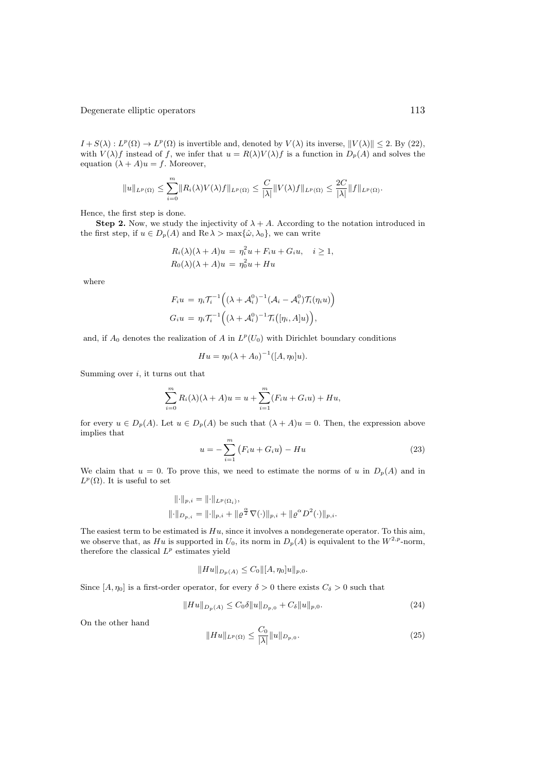$I + S(\lambda) : L^p(\Omega) \to L^p(\Omega)$ is invertible and, denoted by $V(\lambda)$ its inverse, $\|V(\lambda)\| \le 2$. By (22), with $V(\lambda)f$ instead of $f$, we infer that $u = R(\lambda)V(\lambda)f$ is a function in $D_p(A)$ and solves the equation $(\lambda + A)u = f$. Moreover,

$$\|u\|_{L^p(\Omega)} \le \sum_{i=0}^{m} \|R_i(\lambda)V(\lambda)f\|_{L^p(\Omega)} \le \frac{C}{|\lambda|}\|V(\lambda)f\|_{L^p(\Omega)} \le \frac{2C}{|\lambda|}\|f\|_{L^p(\Omega)}.$$

Hence, the first step is done.

**Step 2.** Now, we study the injectivity of $\lambda + A$. According to the notation introduced in the first step, if $u \in D_p(A)$ and $\operatorname{Re}\lambda > \max\{\hat{\omega}, \lambda_0\}$, we can write

$$R_i(\lambda)(\lambda + A)u = \eta_i^2 u + F_i u + G_i u, \quad i \ge 1,$$
$$R_0(\lambda)(\lambda + A)u = \eta_0^2 u + Hu$$

where

$$F_i u = \eta_i \mathcal{T}_i^{-1}\Big((\lambda + \mathcal{A}_i^0)^{-1}(\mathcal{A}_i - \mathcal{A}_i^0)\mathcal{T}_i(\eta_i u)\Big)$$
$$G_i u = \eta_i \mathcal{T}_i^{-1}\Big((\lambda + \mathcal{A}_i^0)^{-1}\mathcal{T}_i\big([\eta_i, A]u\big)\Big),$$

and, if $A_0$ denotes the realization of $A$ in $L^p(U_0)$ with Dirichlet boundary conditions

$$Hu = \eta_0(\lambda + A_0)^{-1}([A, \eta_0]u).$$

Summing over $i$, it turns out that

$$\sum_{i=0}^{m} R_i(\lambda)(\lambda + A)u = u + \sum_{i=1}^{m}(F_i u + G_i u) + Hu,$$

for every $u \in D_p(A)$. Let $u \in D_p(A)$ be such that $(\lambda + A)u = 0$. Then, the expression above implies that

$$u = -\sum_{i=1}^{m}\big(F_i u + G_i u\big) - Hu \tag{23}$$

We claim that $u = 0$. To prove this, we need to estimate the norms of $u$ in $D_p(A)$ and in $L^p(\Omega)$. It is useful to set

$$\|\cdot\|_{p,i} = \|\cdot\|_{L^p(\Omega_i)},$$
$$\|\cdot\|_{D_{p,i}} = \|\cdot\|_{p,i} + \|\varrho^{\frac{\alpha}{2}}\nabla(\cdot)\|_{p,i} + \|\varrho^{\alpha}D^2(\cdot)\|_{p,i}.$$

The easiest term to be estimated is $Hu$, since it involves a nondegenerate operator. To this aim, we observe that, as $Hu$ is supported in $U_0$, its norm in $D_p(A)$ is equivalent to the $W^{2,p}$-norm, therefore the classical $L^p$ estimates yield

$$\|Hu\|_{D_p(A)} \le C_0\|[A, \eta_0]u\|_{p,0}.$$

Since $[A, \eta_0]$ is a first-order operator, for every $\delta > 0$ there exists $C_\delta > 0$ such that

$$\|Hu\|_{D_p(A)} \le C_0\delta\|u\|_{D_{p,0}} + C_\delta\|u\|_{p,0}. \tag{24}$$

On the other hand

$$\|Hu\|_{L^p(\Omega)} \le \frac{C_0}{|\lambda|}\|u\|_{D_{p,0}}. \tag{25}$$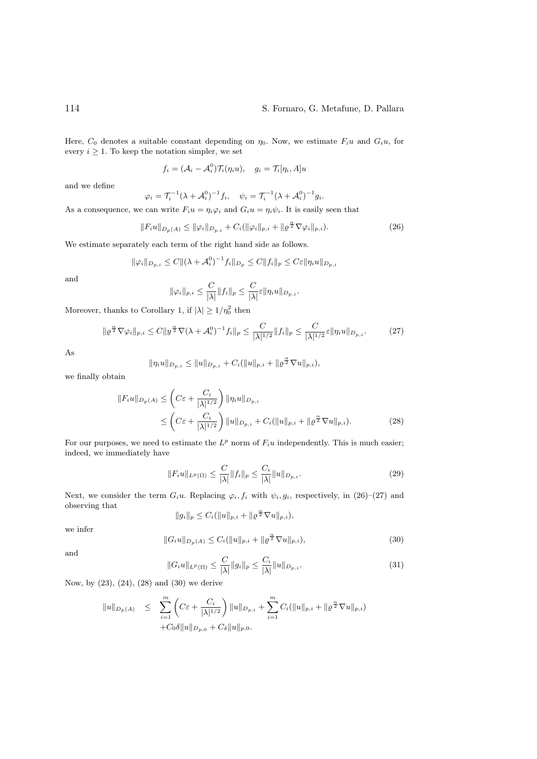Here, $C_0$ denotes a suitable constant depending on $\eta_0$. Now, we estimate $F_i u$ and $G_i u$, for every $i \geq 1$. To keep the notation simpler, we set

$$f_i = (\mathcal{A}_i - \mathcal{A}_i^0)\mathcal{T}_i(\eta_i u), \quad g_i = \mathcal{T}_i[\eta_i, A]u$$

and we define

$$\varphi_i = \mathcal{T}_i^{-1}(\lambda + \mathcal{A}_i^0)^{-1} f_i, \quad \psi_i = \mathcal{T}_i^{-1}(\lambda + \mathcal{A}_i^0)^{-1} g_i.$$

As a consequence, we can write $F_i u = \eta_i \varphi_i$ and $G_i u = \eta_i \psi_i$. It is easily seen that

$$\|F_i u\|_{D_p(A)} \leq \|\varphi_i\|_{D_{p,i}} + C_i(\|\varphi_i\|_{p,i} + \|\varrho^{\frac{\alpha}{2}} \nabla \varphi_i\|_{p,i}). \tag{26}$$

We estimate separately each term of the right hand side as follows.

$$\|\varphi_i\|_{D_{p,i}} \leq C\|(\lambda + \mathcal{A}_i^0)^{-1} f_i\|_{D_p} \leq C\|f_i\|_p \leq C\varepsilon\|\eta_i u\|_{D_{p,i}}$$

and

$$\|\varphi_i\|_{p,i} \leq \frac{C}{|\lambda|}\|f_i\|_p \leq \frac{C}{|\lambda|}\varepsilon\|\eta_i u\|_{D_{p,i}}.$$

Moreover, thanks to Corollary 1, if $|\lambda| \geq 1/\eta_0^2$ then

$$\|\varrho^{\frac{\alpha}{2}} \nabla \varphi_i\|_{p,i} \leq C\|y^{\frac{\alpha}{2}} \nabla(\lambda + \mathcal{A}_i^0)^{-1} f_i\|_p \leq \frac{C}{|\lambda|^{1/2}}\|f_i\|_p \leq \frac{C}{|\lambda|^{1/2}}\varepsilon\|\eta_i u\|_{D_{p,i}}. \tag{27}$$

As

$$\|\eta_i u\|_{D_{p,i}} \leq \|u\|_{D_{p,i}} + C_i(\|u\|_{p,i} + \|\varrho^{\frac{\alpha}{2}} \nabla u\|_{p,i}),$$

we finally obtain

$$\begin{aligned}
\|F_i u\|_{D_p(A)} &\leq \left(C\varepsilon + \frac{C_i}{|\lambda|^{1/2}}\right)\|\eta_i u\|_{D_{p,i}} \\
&\leq \left(C\varepsilon + \frac{C_i}{|\lambda|^{1/2}}\right)\|u\|_{D_{p,i}} + C_i(\|u\|_{p,i} + \|\varrho^{\frac{\alpha}{2}} \nabla u\|_{p,i}).
\end{aligned} \tag{28}$$

For our purposes, we need to estimate the $L^p$ norm of $F_i u$ independently. This is much easier; indeed, we immediately have

$$\|F_i u\|_{L^p(\Omega)} \leq \frac{C}{|\lambda|}\|f_i\|_p \leq \frac{C_i}{|\lambda|}\|u\|_{D_{p,i}}. \tag{29}$$

Next, we consider the term $G_i u$. Replacing $\varphi_i, f_i$ with $\psi_i, g_i$, respectively, in (26)–(27) and observing that

$$\|g_i\|_p \leq C_i(\|u\|_{p,i} + \|\varrho^{\frac{\alpha}{2}} \nabla u\|_{p,i}),$$

we infer

$$\|G_i u\|_{D_p(A)} \leq C_i(\|u\|_{p,i} + \|\varrho^{\frac{\alpha}{2}} \nabla u\|_{p,i}), \tag{30}$$

and

$$\|G_i u\|_{L^p(\Omega)} \leq \frac{C}{|\lambda|}\|g_i\|_p \leq \frac{C_i}{|\lambda|}\|u\|_{D_{p,i}}. \tag{31}$$

Now, by (23), (24), (28) and (30) we derive

$$\begin{aligned}
\|u\|_{D_p(A)} \quad \leq \quad & \sum_{i=1}^{m}\left(C\varepsilon + \frac{C_i}{|\lambda|^{1/2}}\right)\|u\|_{D_{p,i}} + \sum_{i=1}^{m} C_i(\|u\|_{p,i} + \|\varrho^{\frac{\alpha}{2}} \nabla u\|_{p,i}) \\
& + C_0\delta\|u\|_{D_{p,0}} + C_\delta\|u\|_{p,0}.
\end{aligned}$$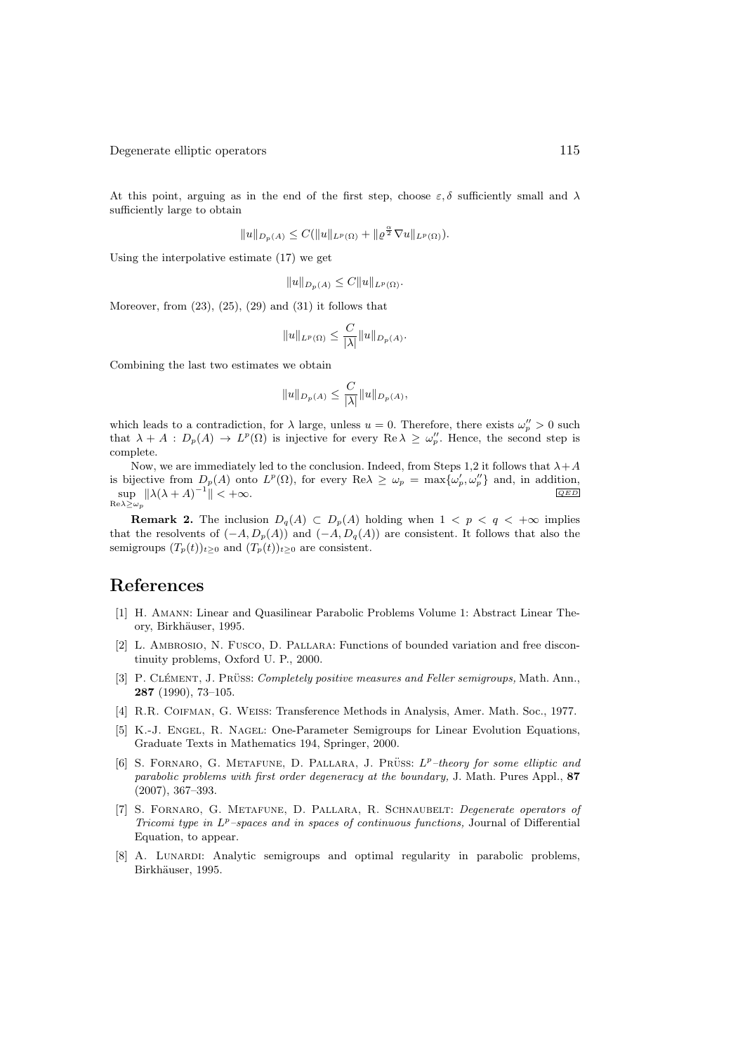At this point, arguing as in the end of the first step, choose $\varepsilon, \delta$ sufficiently small and $\lambda$ sufficiently large to obtain

$$\|u\|_{D_p(A)} \le C(\|u\|_{L^p(\Omega)} + \|\varrho^{\frac{\alpha}{2}}\nabla u\|_{L^p(\Omega)}).$$

Using the interpolative estimate (17) we get

$$\|u\|_{D_p(A)} \le C\|u\|_{L^p(\Omega)}.$$

Moreover, from (23), (25), (29) and (31) it follows that

$$\|u\|_{L^p(\Omega)} \le \frac{C}{|\lambda|}\|u\|_{D_p(A)}.$$

Combining the last two estimates we obtain

$$\|u\|_{D_p(A)} \le \frac{C}{|\lambda|}\|u\|_{D_p(A)},$$

which leads to a contradiction, for $\lambda$ large, unless $u = 0$. Therefore, there exists $\omega_p'' > 0$ such that $\lambda + A : D_p(A) \to L^p(\Omega)$ is injective for every $\mathrm{Re}\,\lambda \ge \omega_p''$. Hence, the second step is complete.

Now, we are immediately led to the conclusion. Indeed, from Steps 1,2 it follows that $\lambda + A$ is bijective from $D_p(A)$ onto $L^p(\Omega)$, for every $\mathrm{Re}\lambda \ge \omega_p = \max\{\omega_p', \omega_p''\}$ and, in addition, $\sup_{\mathrm{Re}\lambda \ge \omega_p} \|\lambda(\lambda + A)^{-1}\| < +\infty$. QED

**Remark 2.** The inclusion $D_q(A) \subset D_p(A)$ holding when $1 < p < q < +\infty$ implies that the resolvents of $(-A, D_p(A))$ and $(-A, D_q(A))$ are consistent. It follows that also the semigroups $(T_p(t))_{t\ge 0}$ and $(T_p(t))_{t\ge 0}$ are consistent.

# References

[1] H. Amann: Linear and Quasilinear Parabolic Problems Volume 1: Abstract Linear Theory, Birkhäuser, 1995.

[2] L. Ambrosio, N. Fusco, D. Pallara: Functions of bounded variation and free discontinuity problems, Oxford U. P., 2000.

[3] P. Clément, J. Prüss: *Completely positive measures and Feller semigroups,* Math. Ann., **287** (1990), 73–105.

[4] R.R. Coifman, G. Weiss: Transference Methods in Analysis, Amer. Math. Soc., 1977.

[5] K.-J. Engel, R. Nagel: One-Parameter Semigroups for Linear Evolution Equations, Graduate Texts in Mathematics 194, Springer, 2000.

[6] S. Fornaro, G. Metafune, D. Pallara, J. Prüss: *$L^p$–theory for some elliptic and parabolic problems with first order degeneracy at the boundary,* J. Math. Pures Appl., **87** (2007), 367–393.

[7] S. Fornaro, G. Metafune, D. Pallara, R. Schnaubelt: *Degenerate operators of Tricomi type in $L^p$–spaces and in spaces of continuous functions,* Journal of Differential Equation, to appear.

[8] A. Lunardi: Analytic semigroups and optimal regularity in parabolic problems, Birkhäuser, 1995.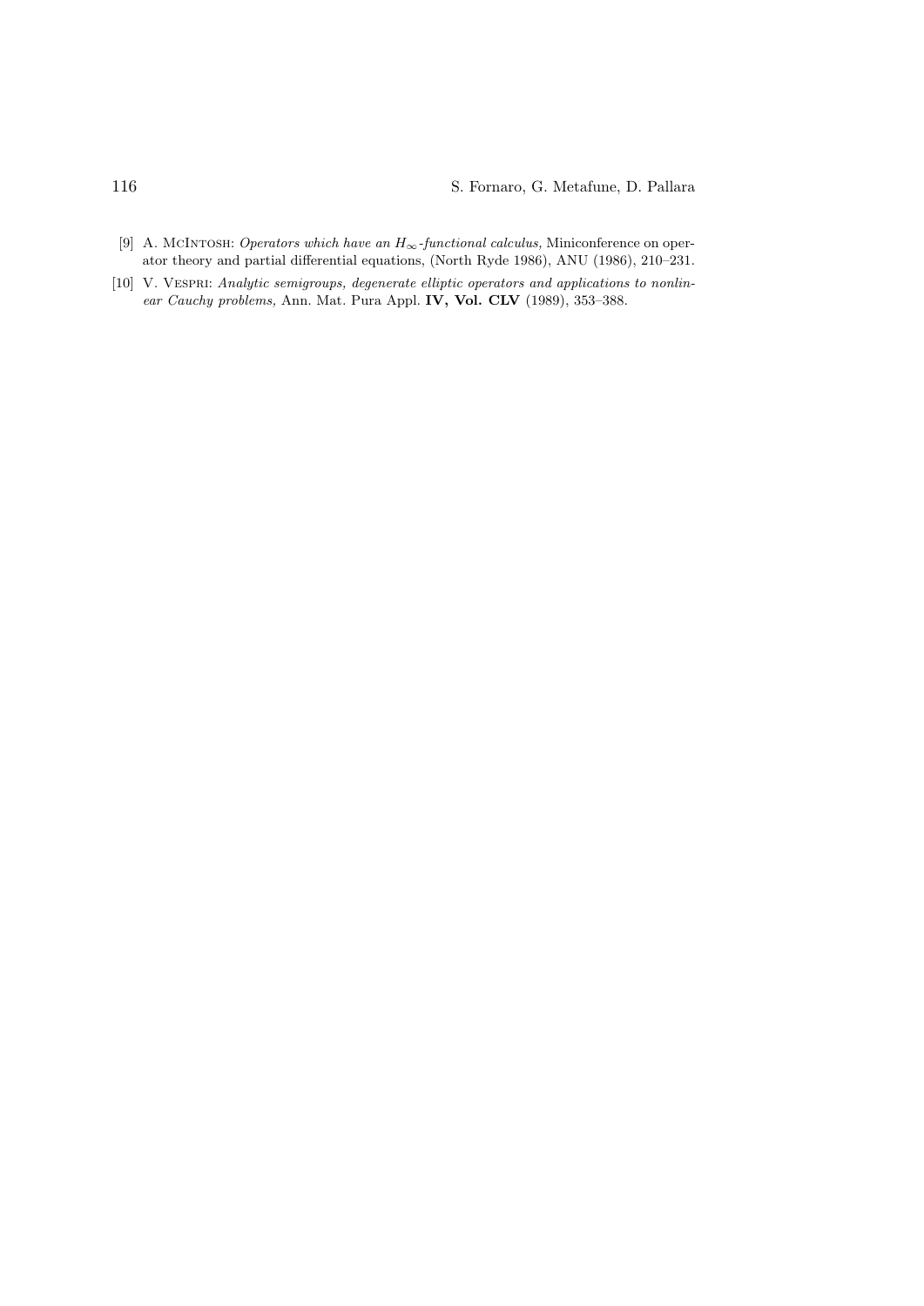[9] A. McIntosh: *Operators which have an $H_\infty$-functional calculus,* Miniconference on operator theory and partial differential equations, (North Ryde 1986), ANU (1986), 210–231.

[10] V. Vespri: *Analytic semigroups, degenerate elliptic operators and applications to nonlinear Cauchy problems,* Ann. Mat. Pura Appl. **IV, Vol. CLV** (1989), 353–388.